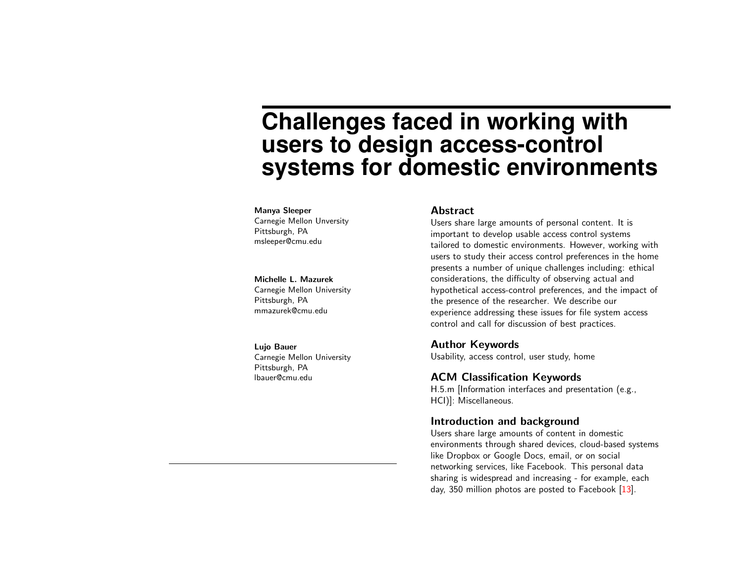# Challenges faced in working with users to design access-control systems for domestic environments

**Manya Sleeper**
Carnegie Mellon Unversity
Pittsburgh, PA
msleeper@cmu.edu

**Michelle L. Mazurek**
Carnegie Mellon University
Pittsburgh, PA
mmazurek@cmu.edu

**Lujo Bauer**
Carnegie Mellon University
Pittsburgh, PA
lbauer@cmu.edu

## Abstract

Users share large amounts of personal content. It is important to develop usable access control systems tailored to domestic environments. However, working with users to study their access control preferences in the home presents a number of unique challenges including: ethical considerations, the difficulty of observing actual and hypothetical access-control preferences, and the impact of the presence of the researcher. We describe our experience addressing these issues for file system access control and call for discussion of best practices.

## Author Keywords

Usability, access control, user study, home

## ACM Classification Keywords

H.5.m [Information interfaces and presentation (e.g., HCI)]: Miscellaneous.

## Introduction and background

Users share large amounts of content in domestic environments through shared devices, cloud-based systems like Dropbox or Google Docs, email, or on social networking services, like Facebook. This personal data sharing is widespread and increasing - for example, each day, 350 million photos are posted to Facebook [13].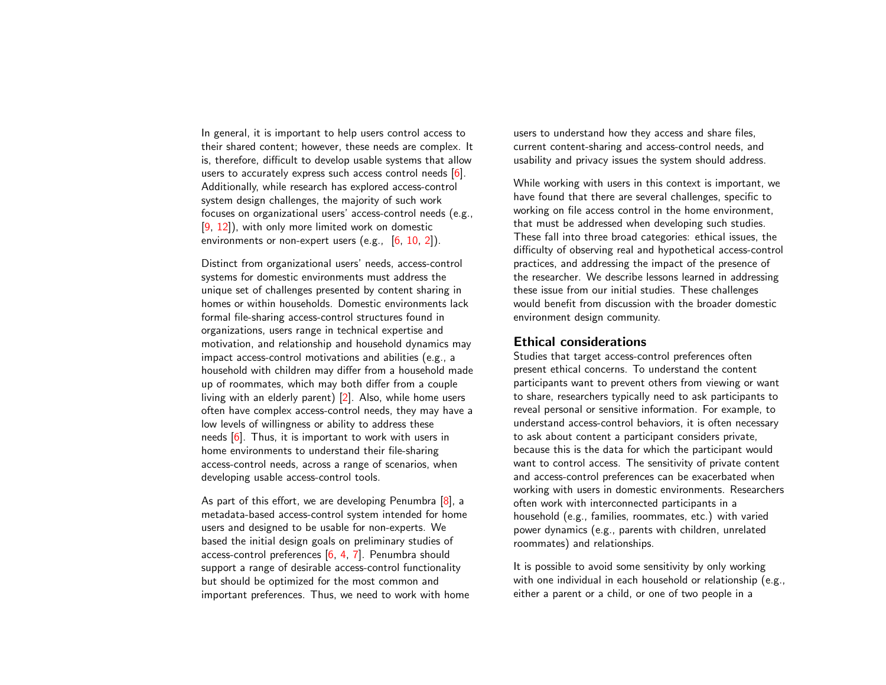In general, it is important to help users control access to their shared content; however, these needs are complex. It is, therefore, difficult to develop usable systems that allow users to accurately express such access control needs [6]. Additionally, while research has explored access-control system design challenges, the majority of such work focuses on organizational users' access-control needs (e.g., [9, 12]), with only more limited work on domestic environments or non-expert users (e.g., [6, 10, 2]).

Distinct from organizational users' needs, access-control systems for domestic environments must address the unique set of challenges presented by content sharing in homes or within households. Domestic environments lack formal file-sharing access-control structures found in organizations, users range in technical expertise and motivation, and relationship and household dynamics may impact access-control motivations and abilities (e.g., a household with children may differ from a household made up of roommates, which may both differ from a couple living with an elderly parent) [2]. Also, while home users often have complex access-control needs, they may have a low levels of willingness or ability to address these needs [6]. Thus, it is important to work with users in home environments to understand their file-sharing access-control needs, across a range of scenarios, when developing usable access-control tools.

As part of this effort, we are developing Penumbra [8], a metadata-based access-control system intended for home users and designed to be usable for non-experts. We based the initial design goals on preliminary studies of access-control preferences [6, 4, 7]. Penumbra should support a range of desirable access-control functionality but should be optimized for the most common and important preferences. Thus, we need to work with home users to understand how they access and share files, current content-sharing and access-control needs, and usability and privacy issues the system should address.

While working with users in this context is important, we have found that there are several challenges, specific to working on file access control in the home environment, that must be addressed when developing such studies. These fall into three broad categories: ethical issues, the difficulty of observing real and hypothetical access-control practices, and addressing the impact of the presence of the researcher. We describe lessons learned in addressing these issue from our initial studies. These challenges would benefit from discussion with the broader domestic environment design community.

## Ethical considerations

Studies that target access-control preferences often present ethical concerns. To understand the content participants want to prevent others from viewing or want to share, researchers typically need to ask participants to reveal personal or sensitive information. For example, to understand access-control behaviors, it is often necessary to ask about content a participant considers private, because this is the data for which the participant would want to control access. The sensitivity of private content and access-control preferences can be exacerbated when working with users in domestic environments. Researchers often work with interconnected participants in a household (e.g., families, roommates, etc.) with varied power dynamics (e.g., parents with children, unrelated roommates) and relationships.

It is possible to avoid some sensitivity by only working with one individual in each household or relationship (e.g., either a parent or a child, or one of two people in a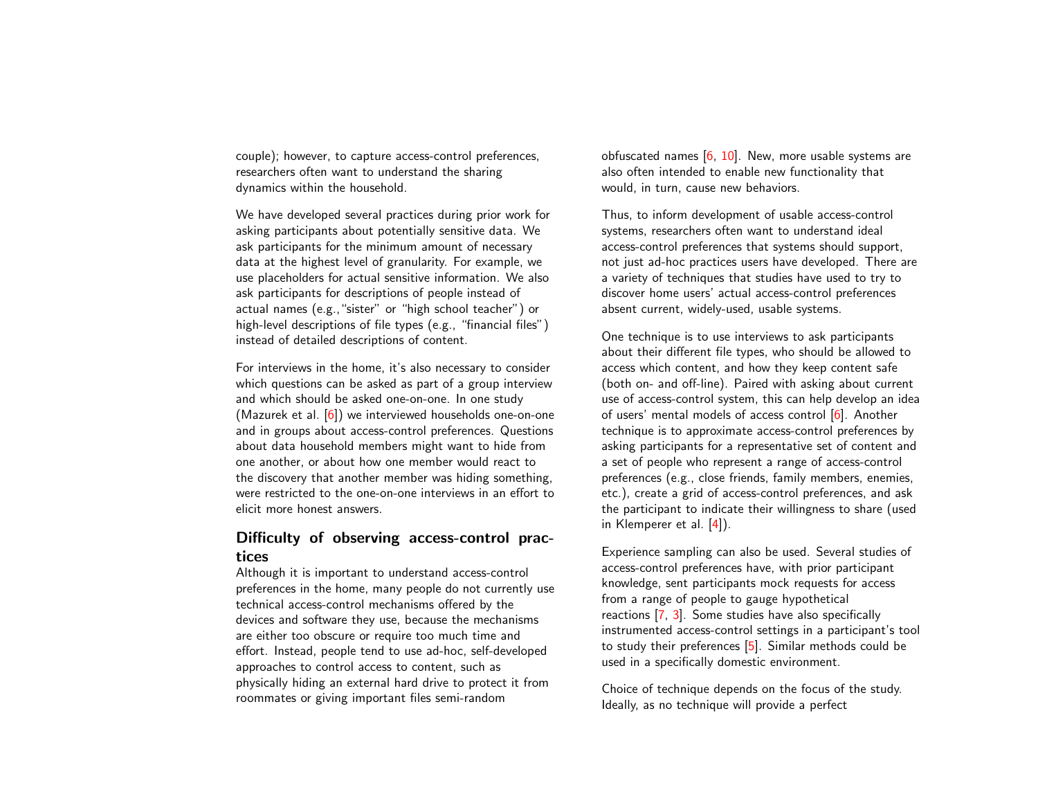couple); however, to capture access-control preferences, researchers often want to understand the sharing dynamics within the household.

We have developed several practices during prior work for asking participants about potentially sensitive data. We ask participants for the minimum amount of necessary data at the highest level of granularity. For example, we use placeholders for actual sensitive information. We also ask participants for descriptions of people instead of actual names (e.g.,"sister" or "high school teacher") or high-level descriptions of file types (e.g., "financial files") instead of detailed descriptions of content.

For interviews in the home, it's also necessary to consider which questions can be asked as part of a group interview and which should be asked one-on-one. In one study (Mazurek et al. [6]) we interviewed households one-on-one and in groups about access-control preferences. Questions about data household members might want to hide from one another, or about how one member would react to the discovery that another member was hiding something, were restricted to the one-on-one interviews in an effort to elicit more honest answers.

## Difficulty of observing access-control practices

Although it is important to understand access-control preferences in the home, many people do not currently use technical access-control mechanisms offered by the devices and software they use, because the mechanisms are either too obscure or require too much time and effort. Instead, people tend to use ad-hoc, self-developed approaches to control access to content, such as physically hiding an external hard drive to protect it from roommates or giving important files semi-random obfuscated names [6, 10]. New, more usable systems are also often intended to enable new functionality that would, in turn, cause new behaviors.

Thus, to inform development of usable access-control systems, researchers often want to understand ideal access-control preferences that systems should support, not just ad-hoc practices users have developed. There are a variety of techniques that studies have used to try to discover home users' actual access-control preferences absent current, widely-used, usable systems.

One technique is to use interviews to ask participants about their different file types, who should be allowed to access which content, and how they keep content safe (both on- and off-line). Paired with asking about current use of access-control system, this can help develop an idea of users' mental models of access control [6]. Another technique is to approximate access-control preferences by asking participants for a representative set of content and a set of people who represent a range of access-control preferences (e.g., close friends, family members, enemies, etc.), create a grid of access-control preferences, and ask the participant to indicate their willingness to share (used in Klemperer et al. [4]).

Experience sampling can also be used. Several studies of access-control preferences have, with prior participant knowledge, sent participants mock requests for access from a range of people to gauge hypothetical reactions [7, 3]. Some studies have also specifically instrumented access-control settings in a participant's tool to study their preferences [5]. Similar methods could be used in a specifically domestic environment.

Choice of technique depends on the focus of the study. Ideally, as no technique will provide a perfect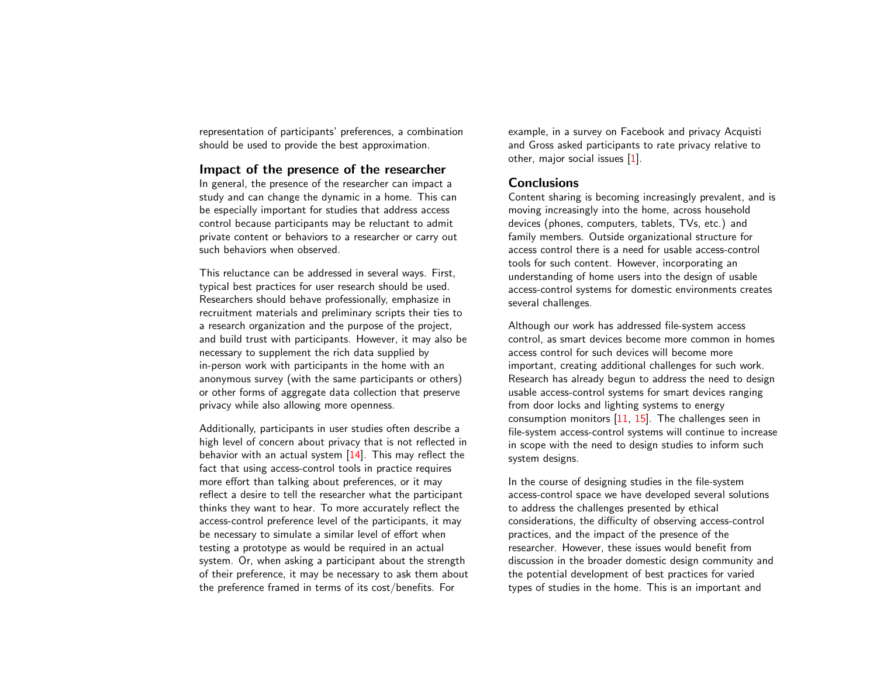representation of participants' preferences, a combination should be used to provide the best approximation.

## Impact of the presence of the researcher

In general, the presence of the researcher can impact a study and can change the dynamic in a home. This can be especially important for studies that address access control because participants may be reluctant to admit private content or behaviors to a researcher or carry out such behaviors when observed.

This reluctance can be addressed in several ways. First, typical best practices for user research should be used. Researchers should behave professionally, emphasize in recruitment materials and preliminary scripts their ties to a research organization and the purpose of the project, and build trust with participants. However, it may also be necessary to supplement the rich data supplied by in-person work with participants in the home with an anonymous survey (with the same participants or others) or other forms of aggregate data collection that preserve privacy while also allowing more openness.

Additionally, participants in user studies often describe a high level of concern about privacy that is not reflected in behavior with an actual system [14]. This may reflect the fact that using access-control tools in practice requires more effort than talking about preferences, or it may reflect a desire to tell the researcher what the participant thinks they want to hear. To more accurately reflect the access-control preference level of the participants, it may be necessary to simulate a similar level of effort when testing a prototype as would be required in an actual system. Or, when asking a participant about the strength of their preference, it may be necessary to ask them about the preference framed in terms of its cost/benefits. For example, in a survey on Facebook and privacy Acquisti and Gross asked participants to rate privacy relative to other, major social issues [1].

## Conclusions

Content sharing is becoming increasingly prevalent, and is moving increasingly into the home, across household devices (phones, computers, tablets, TVs, etc.) and family members. Outside organizational structure for access control there is a need for usable access-control tools for such content. However, incorporating an understanding of home users into the design of usable access-control systems for domestic environments creates several challenges.

Although our work has addressed file-system access control, as smart devices become more common in homes access control for such devices will become more important, creating additional challenges for such work. Research has already begun to address the need to design usable access-control systems for smart devices ranging from door locks and lighting systems to energy consumption monitors [11, 15]. The challenges seen in file-system access-control systems will continue to increase in scope with the need to design studies to inform such system designs.

In the course of designing studies in the file-system access-control space we have developed several solutions to address the challenges presented by ethical considerations, the difficulty of observing access-control practices, and the impact of the presence of the researcher. However, these issues would benefit from discussion in the broader domestic design community and the potential development of best practices for varied types of studies in the home. This is an important and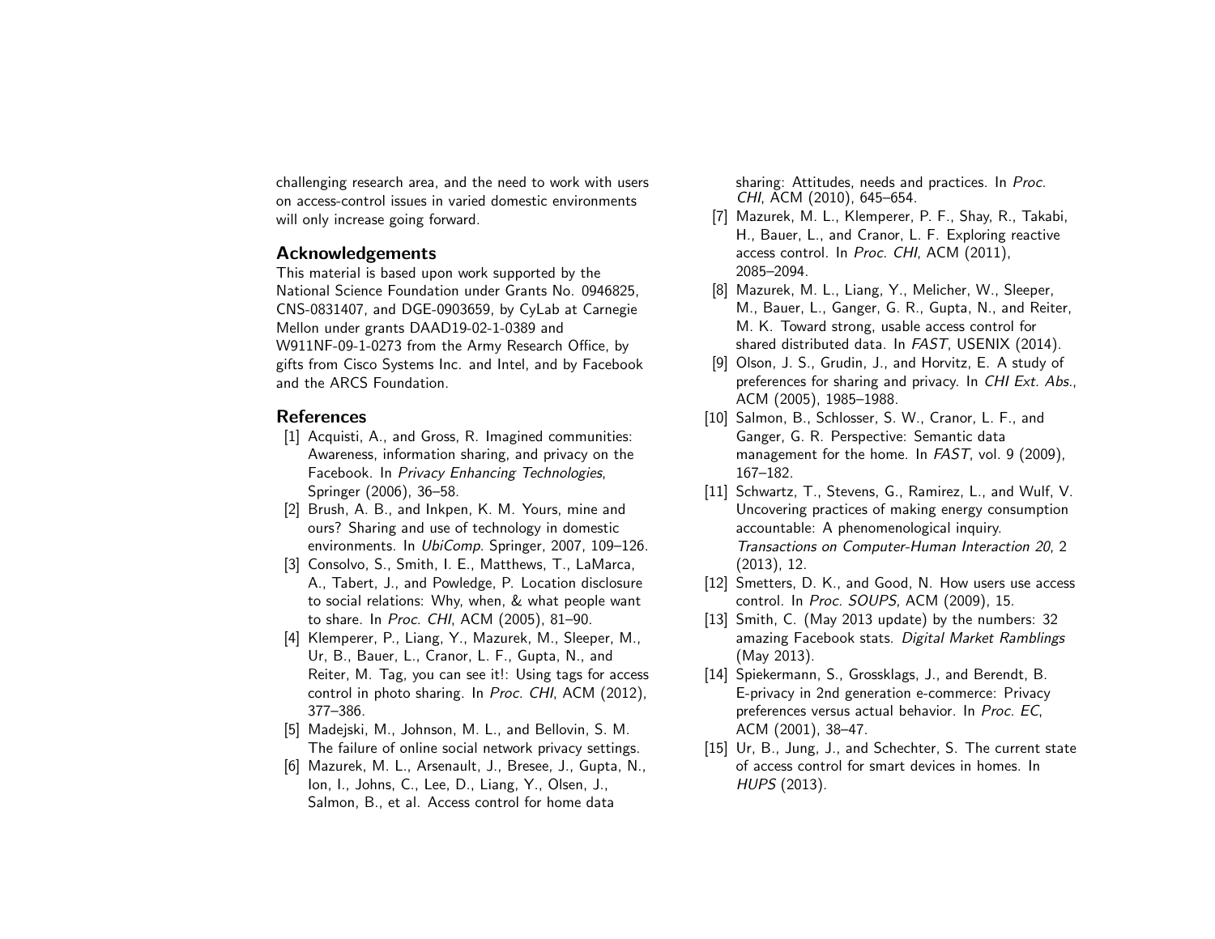challenging research area, and the need to work with users on access-control issues in varied domestic environments will only increase going forward.

## Acknowledgements

This material is based upon work supported by the National Science Foundation under Grants No. 0946825, CNS-0831407, and DGE-0903659, by CyLab at Carnegie Mellon under grants DAAD19-02-1-0389 and W911NF-09-1-0273 from the Army Research Office, by gifts from Cisco Systems Inc. and Intel, and by Facebook and the ARCS Foundation.

## References

[1] Acquisti, A., and Gross, R. Imagined communities: Awareness, information sharing, and privacy on the Facebook. In *Privacy Enhancing Technologies*, Springer (2006), 36–58.

[2] Brush, A. B., and Inkpen, K. M. Yours, mine and ours? Sharing and use of technology in domestic environments. In *UbiComp*. Springer, 2007, 109–126.

[3] Consolvo, S., Smith, I. E., Matthews, T., LaMarca, A., Tabert, J., and Powledge, P. Location disclosure to social relations: Why, when, & what people want to share. In *Proc. CHI*, ACM (2005), 81–90.

[4] Klemperer, P., Liang, Y., Mazurek, M., Sleeper, M., Ur, B., Bauer, L., Cranor, L. F., Gupta, N., and Reiter, M. Tag, you can see it!: Using tags for access control in photo sharing. In *Proc. CHI*, ACM (2012), 377–386.

[5] Madejski, M., Johnson, M. L., and Bellovin, S. M. The failure of online social network privacy settings.

[6] Mazurek, M. L., Arsenault, J., Bresee, J., Gupta, N., Ion, I., Johns, C., Lee, D., Liang, Y., Olsen, J., Salmon, B., et al. Access control for home data sharing: Attitudes, needs and practices. In *Proc. CHI*, ACM (2010), 645–654.

[7] Mazurek, M. L., Klemperer, P. F., Shay, R., Takabi, H., Bauer, L., and Cranor, L. F. Exploring reactive access control. In *Proc. CHI*, ACM (2011), 2085–2094.

[8] Mazurek, M. L., Liang, Y., Melicher, W., Sleeper, M., Bauer, L., Ganger, G. R., Gupta, N., and Reiter, M. K. Toward strong, usable access control for shared distributed data. In *FAST*, USENIX (2014).

[9] Olson, J. S., Grudin, J., and Horvitz, E. A study of preferences for sharing and privacy. In *CHI Ext. Abs.*, ACM (2005), 1985–1988.

[10] Salmon, B., Schlosser, S. W., Cranor, L. F., and Ganger, G. R. Perspective: Semantic data management for the home. In *FAST*, vol. 9 (2009), 167–182.

[11] Schwartz, T., Stevens, G., Ramirez, L., and Wulf, V. Uncovering practices of making energy consumption accountable: A phenomenological inquiry. *Transactions on Computer-Human Interaction 20*, 2 (2013), 12.

[12] Smetters, D. K., and Good, N. How users use access control. In *Proc. SOUPS*, ACM (2009), 15.

[13] Smith, C. (May 2013 update) by the numbers: 32 amazing Facebook stats. *Digital Market Ramblings* (May 2013).

[14] Spiekermann, S., Grossklags, J., and Berendt, B. E-privacy in 2nd generation e-commerce: Privacy preferences versus actual behavior. In *Proc. EC*, ACM (2001), 38–47.

[15] Ur, B., Jung, J., and Schechter, S. The current state of access control for smart devices in homes. In *HUPS* (2013).